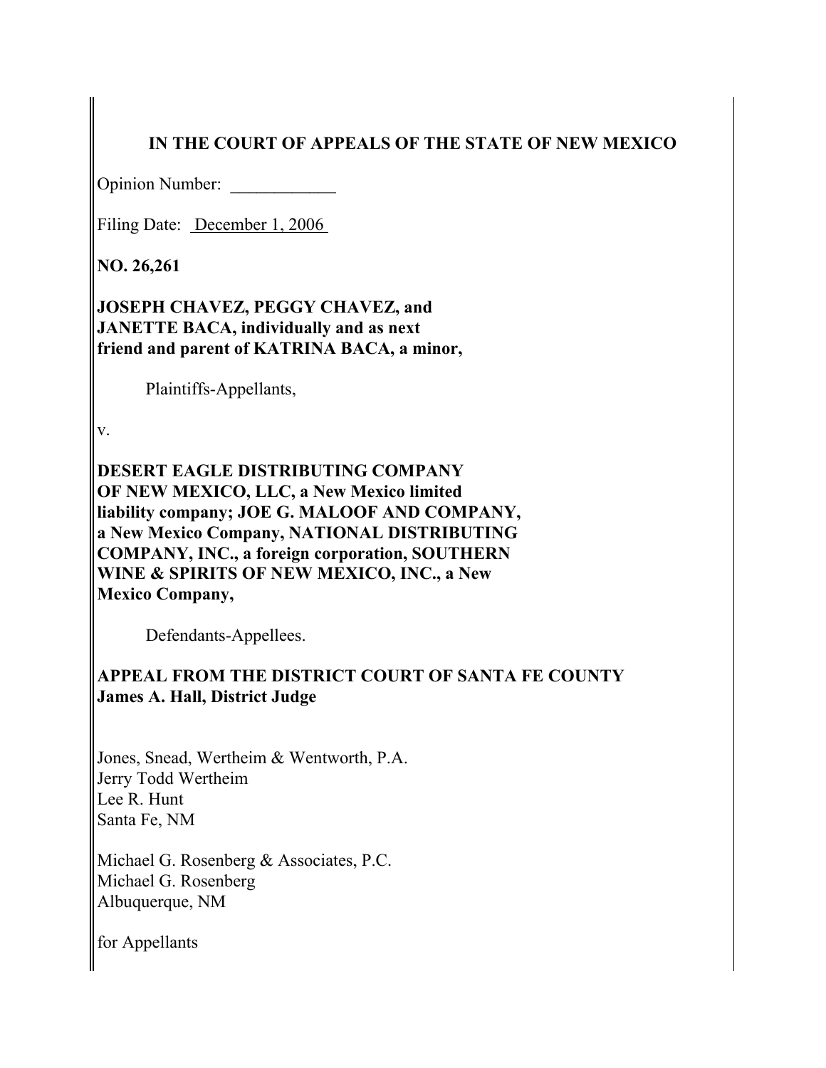**IN THE COURT OF APPEALS OF THE STATE OF NEW MEXICO**

Opinion Number: ____________

Filing Date: December 1, 2006

**NO. 26,261**

**JOSEPH CHAVEZ, PEGGY CHAVEZ, and JANETTE BACA, individually and as next friend and parent of KATRINA BACA, a minor,**

Plaintiffs-Appellants,

v.

**DESERT EAGLE DISTRIBUTING COMPANY OF NEW MEXICO, LLC, a New Mexico limited liability company; JOE G. MALOOF AND COMPANY, a New Mexico Company, NATIONAL DISTRIBUTING COMPANY, INC., a foreign corporation, SOUTHERN WINE & SPIRITS OF NEW MEXICO, INC., a New Mexico Company,**

Defendants-Appellees.

**APPEAL FROM THE DISTRICT COURT OF SANTA FE COUNTY**
**James A. Hall, District Judge**

Jones, Snead, Wertheim & Wentworth, P.A.
Jerry Todd Wertheim
Lee R. Hunt
Santa Fe, NM

Michael G. Rosenberg & Associates, P.C.
Michael G. Rosenberg
Albuquerque, NM

for Appellants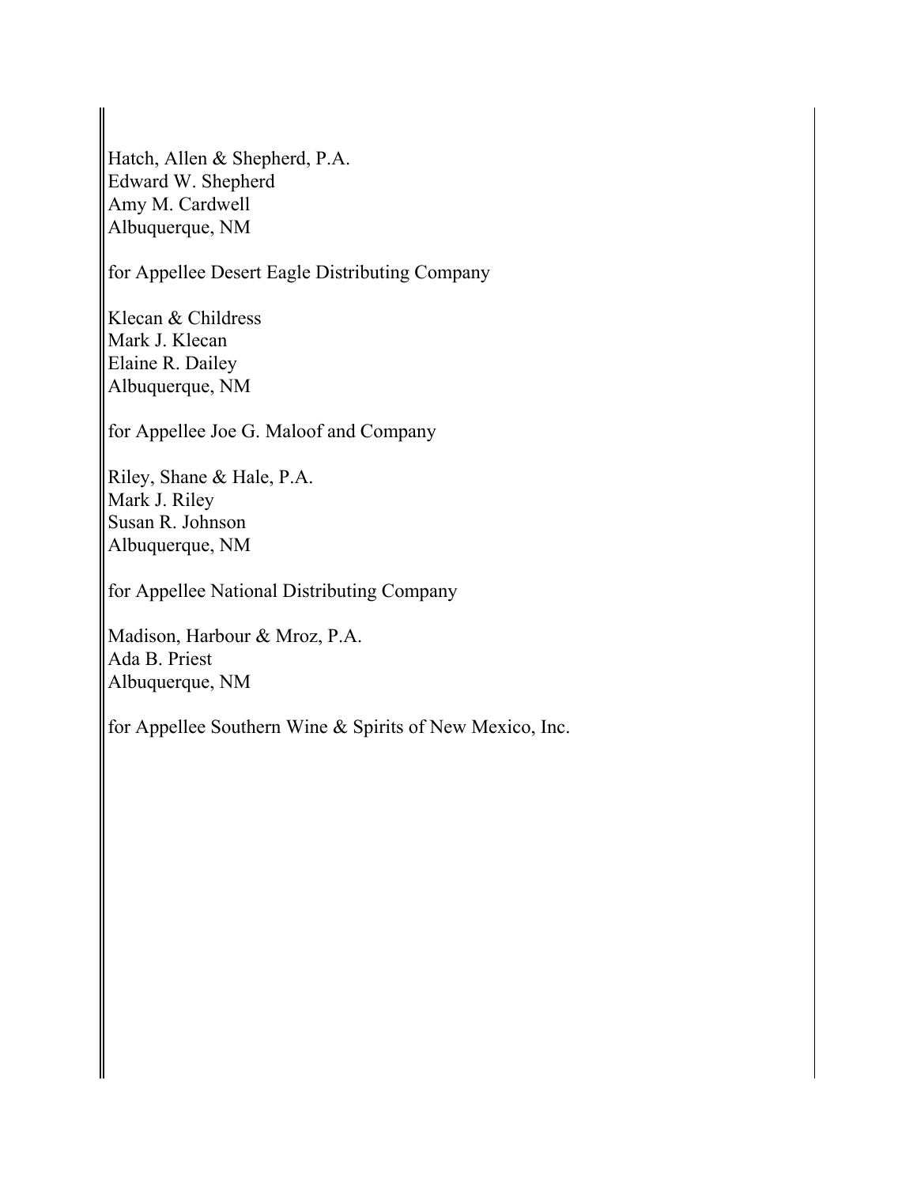Hatch, Allen & Shepherd, P.A.
Edward W. Shepherd
Amy M. Cardwell
Albuquerque, NM

for Appellee Desert Eagle Distributing Company

Klecan & Childress
Mark J. Klecan
Elaine R. Dailey
Albuquerque, NM

for Appellee Joe G. Maloof and Company

Riley, Shane & Hale, P.A.
Mark J. Riley
Susan R. Johnson
Albuquerque, NM

for Appellee National Distributing Company

Madison, Harbour & Mroz, P.A.
Ada B. Priest
Albuquerque, NM

for Appellee Southern Wine & Spirits of New Mexico, Inc.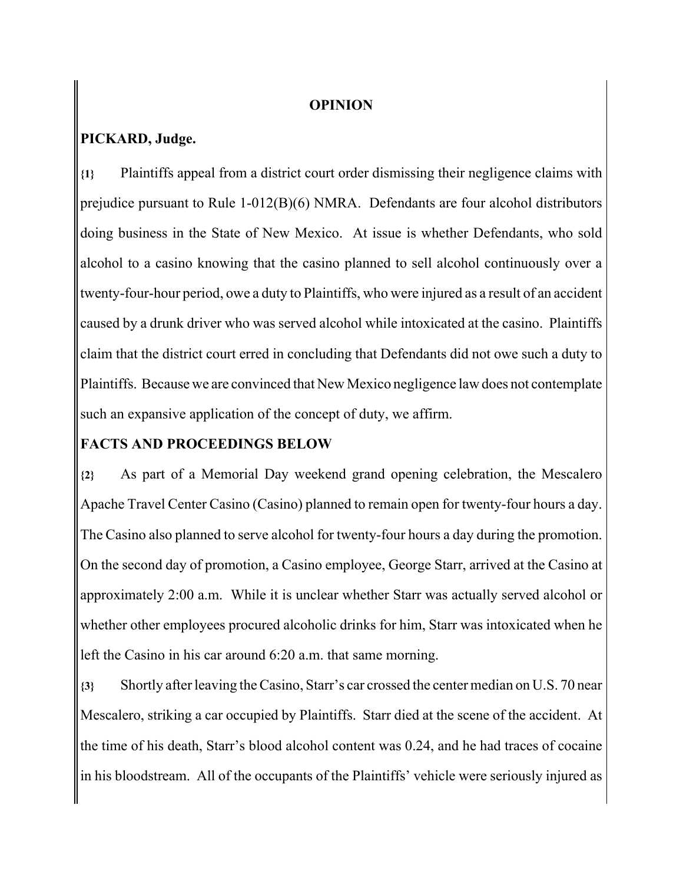## OPINION

**PICKARD, Judge.**

{1} Plaintiffs appeal from a district court order dismissing their negligence claims with prejudice pursuant to Rule 1-012(B)(6) NMRA. Defendants are four alcohol distributors doing business in the State of New Mexico. At issue is whether Defendants, who sold alcohol to a casino knowing that the casino planned to sell alcohol continuously over a twenty-four-hour period, owe a duty to Plaintiffs, who were injured as a result of an accident caused by a drunk driver who was served alcohol while intoxicated at the casino. Plaintiffs claim that the district court erred in concluding that Defendants did not owe such a duty to Plaintiffs. Because we are convinced that New Mexico negligence law does not contemplate such an expansive application of the concept of duty, we affirm.

## FACTS AND PROCEEDINGS BELOW

{2} As part of a Memorial Day weekend grand opening celebration, the Mescalero Apache Travel Center Casino (Casino) planned to remain open for twenty-four hours a day. The Casino also planned to serve alcohol for twenty-four hours a day during the promotion. On the second day of promotion, a Casino employee, George Starr, arrived at the Casino at approximately 2:00 a.m. While it is unclear whether Starr was actually served alcohol or whether other employees procured alcoholic drinks for him, Starr was intoxicated when he left the Casino in his car around 6:20 a.m. that same morning.

{3} Shortly after leaving the Casino, Starr's car crossed the center median on U.S. 70 near Mescalero, striking a car occupied by Plaintiffs. Starr died at the scene of the accident. At the time of his death, Starr's blood alcohol content was 0.24, and he had traces of cocaine in his bloodstream. All of the occupants of the Plaintiffs' vehicle were seriously injured as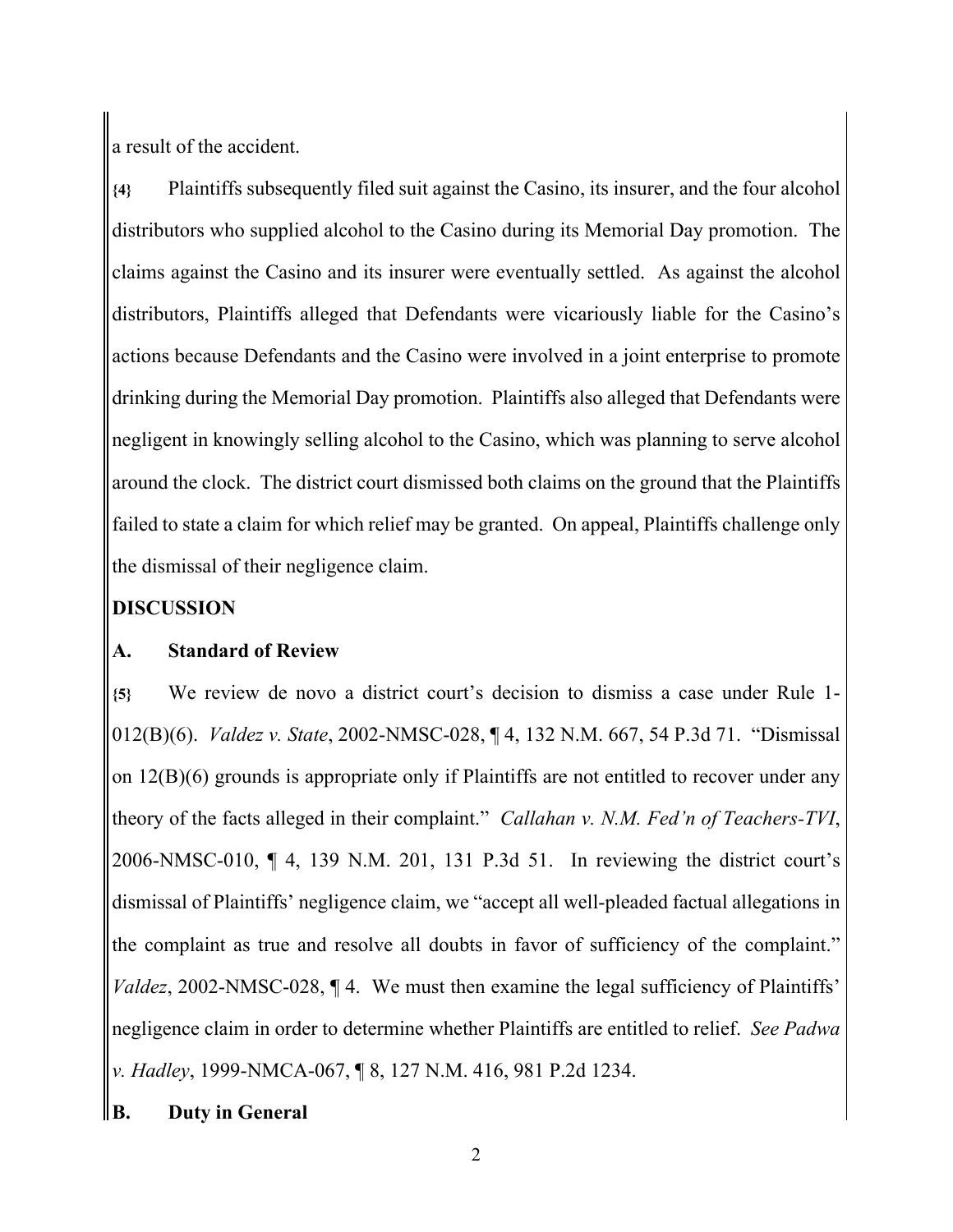a result of the accident.

{4} Plaintiffs subsequently filed suit against the Casino, its insurer, and the four alcohol distributors who supplied alcohol to the Casino during its Memorial Day promotion. The claims against the Casino and its insurer were eventually settled. As against the alcohol distributors, Plaintiffs alleged that Defendants were vicariously liable for the Casino's actions because Defendants and the Casino were involved in a joint enterprise to promote drinking during the Memorial Day promotion. Plaintiffs also alleged that Defendants were negligent in knowingly selling alcohol to the Casino, which was planning to serve alcohol around the clock. The district court dismissed both claims on the ground that the Plaintiffs failed to state a claim for which relief may be granted. On appeal, Plaintiffs challenge only the dismissal of their negligence claim.

## DISCUSSION

### A. Standard of Review

{5} We review de novo a district court's decision to dismiss a case under Rule 1-012(B)(6). *Valdez v. State*, 2002-NMSC-028, ¶ 4, 132 N.M. 667, 54 P.3d 71. "Dismissal on 12(B)(6) grounds is appropriate only if Plaintiffs are not entitled to recover under any theory of the facts alleged in their complaint." *Callahan v. N.M. Fed'n of Teachers-TVI*, 2006-NMSC-010, ¶ 4, 139 N.M. 201, 131 P.3d 51. In reviewing the district court's dismissal of Plaintiffs' negligence claim, we "accept all well-pleaded factual allegations in the complaint as true and resolve all doubts in favor of sufficiency of the complaint." *Valdez*, 2002-NMSC-028, ¶ 4. We must then examine the legal sufficiency of Plaintiffs' negligence claim in order to determine whether Plaintiffs are entitled to relief. *See Padwa v. Hadley*, 1999-NMCA-067, ¶ 8, 127 N.M. 416, 981 P.2d 1234.

### B. Duty in General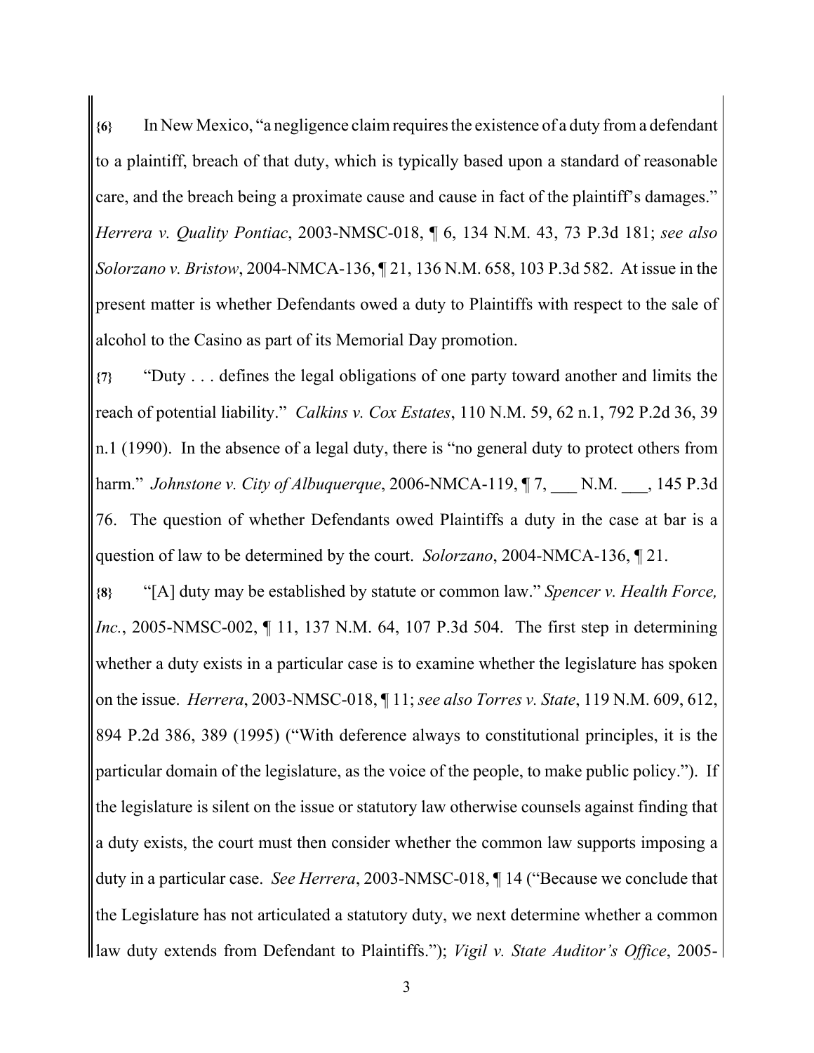**{6}** In New Mexico, "a negligence claim requires the existence of a duty from a defendant to a plaintiff, breach of that duty, which is typically based upon a standard of reasonable care, and the breach being a proximate cause and cause in fact of the plaintiff's damages." *Herrera v. Quality Pontiac*, 2003-NMSC-018, ¶ 6, 134 N.M. 43, 73 P.3d 181; *see also Solorzano v. Bristow*, 2004-NMCA-136, ¶ 21, 136 N.M. 658, 103 P.3d 582. At issue in the present matter is whether Defendants owed a duty to Plaintiffs with respect to the sale of alcohol to the Casino as part of its Memorial Day promotion.

**{7}** "Duty . . . defines the legal obligations of one party toward another and limits the reach of potential liability." *Calkins v. Cox Estates*, 110 N.M. 59, 62 n.1, 792 P.2d 36, 39 n.1 (1990). In the absence of a legal duty, there is "no general duty to protect others from harm." *Johnstone v. City of Albuquerque*, 2006-NMCA-119, ¶ 7, ___ N.M. ___, 145 P.3d 76. The question of whether Defendants owed Plaintiffs a duty in the case at bar is a question of law to be determined by the court. *Solorzano*, 2004-NMCA-136, ¶ 21.

**{8}** "[A] duty may be established by statute or common law." *Spencer v. Health Force, Inc.*, 2005-NMSC-002, ¶ 11, 137 N.M. 64, 107 P.3d 504. The first step in determining whether a duty exists in a particular case is to examine whether the legislature has spoken on the issue. *Herrera*, 2003-NMSC-018, ¶ 11; *see also Torres v. State*, 119 N.M. 609, 612, 894 P.2d 386, 389 (1995) ("With deference always to constitutional principles, it is the particular domain of the legislature, as the voice of the people, to make public policy."). If the legislature is silent on the issue or statutory law otherwise counsels against finding that a duty exists, the court must then consider whether the common law supports imposing a duty in a particular case. *See Herrera*, 2003-NMSC-018, ¶ 14 ("Because we conclude that the Legislature has not articulated a statutory duty, we next determine whether a common law duty extends from Defendant to Plaintiffs."); *Vigil v. State Auditor's Office*, 2005-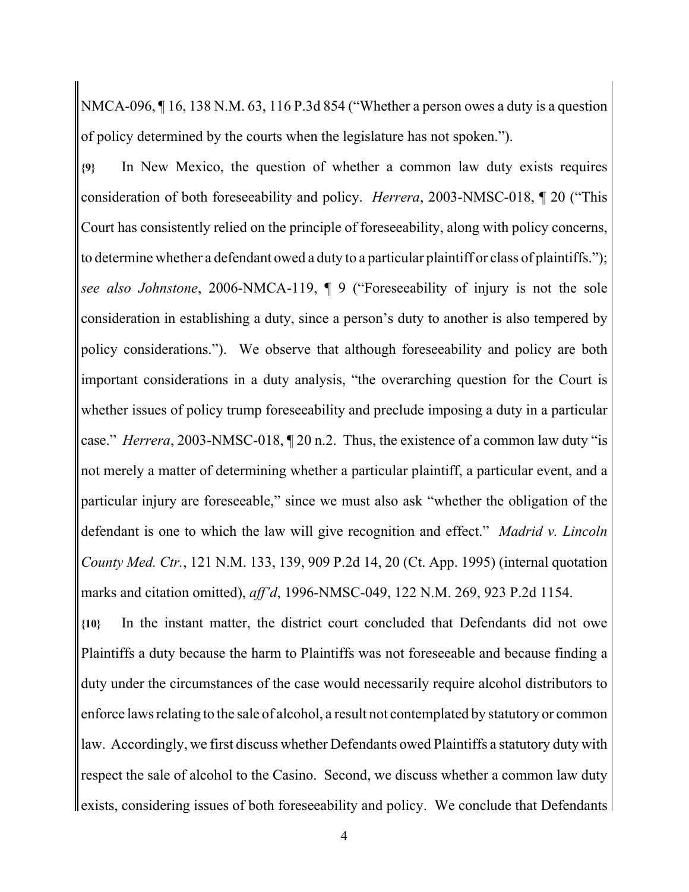NMCA-096, ¶ 16, 138 N.M. 63, 116 P.3d 854 ("Whether a person owes a duty is a question of policy determined by the courts when the legislature has not spoken.").

**{9}** In New Mexico, the question of whether a common law duty exists requires consideration of both foreseeability and policy. *Herrera*, 2003-NMSC-018, ¶ 20 ("This Court has consistently relied on the principle of foreseeability, along with policy concerns, to determine whether a defendant owed a duty to a particular plaintiff or class of plaintiffs."); *see also Johnstone*, 2006-NMCA-119, ¶ 9 ("Foreseeability of injury is not the sole consideration in establishing a duty, since a person's duty to another is also tempered by policy considerations."). We observe that although foreseeability and policy are both important considerations in a duty analysis, "the overarching question for the Court is whether issues of policy trump foreseeability and preclude imposing a duty in a particular case." *Herrera*, 2003-NMSC-018, ¶ 20 n.2. Thus, the existence of a common law duty "is not merely a matter of determining whether a particular plaintiff, a particular event, and a particular injury are foreseeable," since we must also ask "whether the obligation of the defendant is one to which the law will give recognition and effect." *Madrid v. Lincoln County Med. Ctr.*, 121 N.M. 133, 139, 909 P.2d 14, 20 (Ct. App. 1995) (internal quotation marks and citation omitted), *aff'd*, 1996-NMSC-049, 122 N.M. 269, 923 P.2d 1154.

**{10}** In the instant matter, the district court concluded that Defendants did not owe Plaintiffs a duty because the harm to Plaintiffs was not foreseeable and because finding a duty under the circumstances of the case would necessarily require alcohol distributors to enforce laws relating to the sale of alcohol, a result not contemplated by statutory or common law. Accordingly, we first discuss whether Defendants owed Plaintiffs a statutory duty with respect the sale of alcohol to the Casino. Second, we discuss whether a common law duty exists, considering issues of both foreseeability and policy. We conclude that Defendants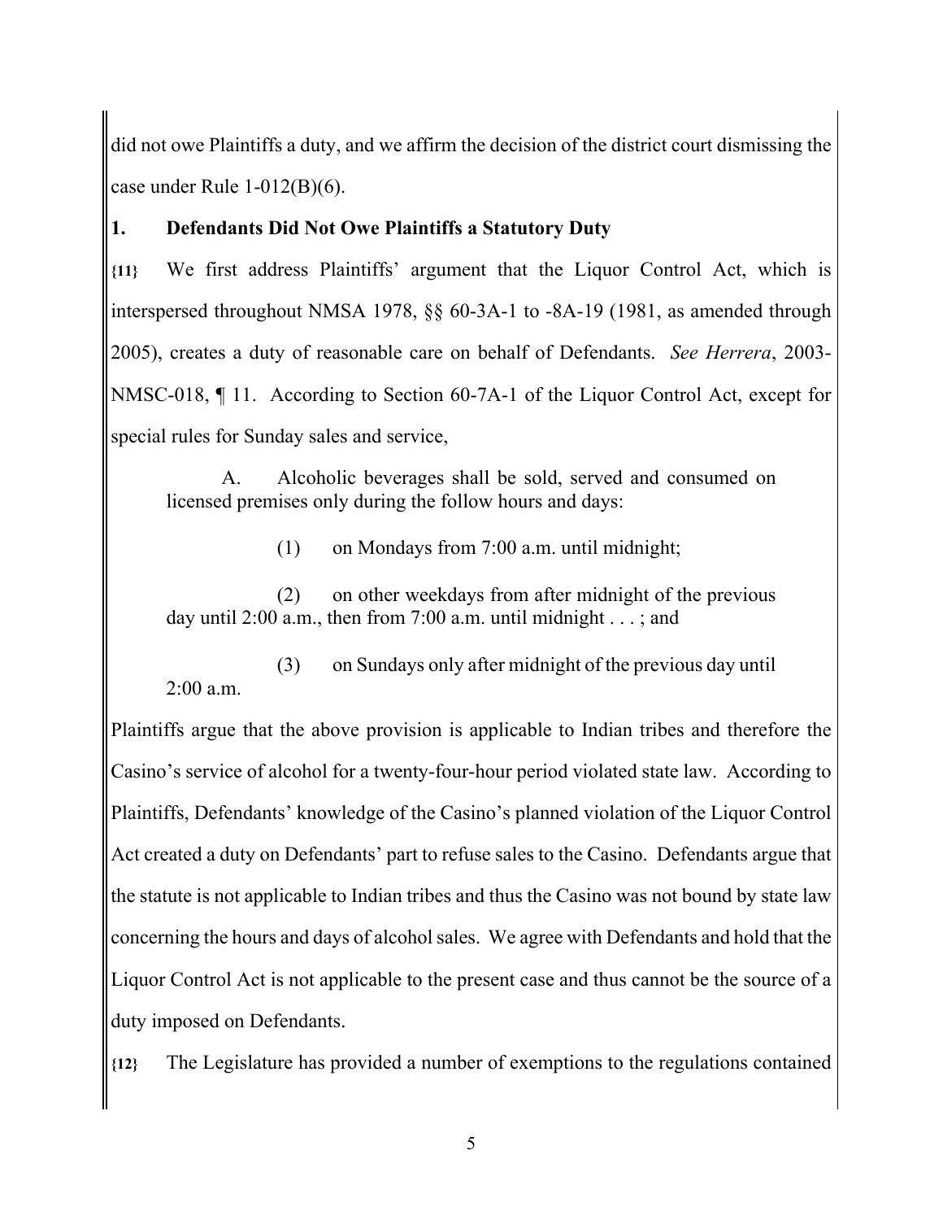did not owe Plaintiffs a duty, and we affirm the decision of the district court dismissing the case under Rule 1-012(B)(6).

**1. Defendants Did Not Owe Plaintiffs a Statutory Duty**

**{11}** We first address Plaintiffs' argument that the Liquor Control Act, which is interspersed throughout NMSA 1978, §§ 60-3A-1 to -8A-19 (1981, as amended through 2005), creates a duty of reasonable care on behalf of Defendants. *See Herrera*, 2003-NMSC-018, ¶ 11. According to Section 60-7A-1 of the Liquor Control Act, except for special rules for Sunday sales and service,

> A. Alcoholic beverages shall be sold, served and consumed on licensed premises only during the follow hours and days:
>
> (1) on Mondays from 7:00 a.m. until midnight;
>
> (2) on other weekdays from after midnight of the previous day until 2:00 a.m., then from 7:00 a.m. until midnight . . . ; and
>
> (3) on Sundays only after midnight of the previous day until 2:00 a.m.

Plaintiffs argue that the above provision is applicable to Indian tribes and therefore the Casino's service of alcohol for a twenty-four-hour period violated state law. According to Plaintiffs, Defendants' knowledge of the Casino's planned violation of the Liquor Control Act created a duty on Defendants' part to refuse sales to the Casino. Defendants argue that the statute is not applicable to Indian tribes and thus the Casino was not bound by state law concerning the hours and days of alcohol sales. We agree with Defendants and hold that the Liquor Control Act is not applicable to the present case and thus cannot be the source of a duty imposed on Defendants.

**{12}** The Legislature has provided a number of exemptions to the regulations contained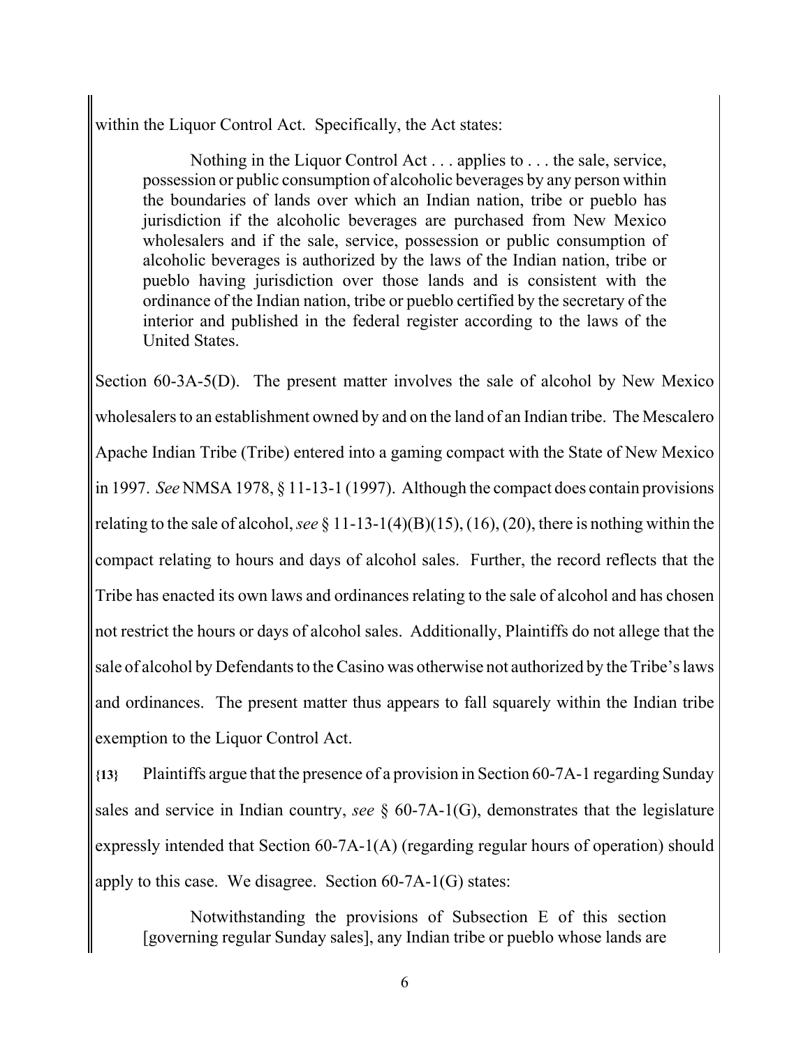within the Liquor Control Act. Specifically, the Act states:

> Nothing in the Liquor Control Act . . . applies to . . . the sale, service, possession or public consumption of alcoholic beverages by any person within the boundaries of lands over which an Indian nation, tribe or pueblo has jurisdiction if the alcoholic beverages are purchased from New Mexico wholesalers and if the sale, service, possession or public consumption of alcoholic beverages is authorized by the laws of the Indian nation, tribe or pueblo having jurisdiction over those lands and is consistent with the ordinance of the Indian nation, tribe or pueblo certified by the secretary of the interior and published in the federal register according to the laws of the United States.

Section 60-3A-5(D). The present matter involves the sale of alcohol by New Mexico wholesalers to an establishment owned by and on the land of an Indian tribe. The Mescalero Apache Indian Tribe (Tribe) entered into a gaming compact with the State of New Mexico in 1997. *See* NMSA 1978, § 11-13-1 (1997). Although the compact does contain provisions relating to the sale of alcohol, *see* § 11-13-1(4)(B)(15), (16), (20), there is nothing within the compact relating to hours and days of alcohol sales. Further, the record reflects that the Tribe has enacted its own laws and ordinances relating to the sale of alcohol and has chosen not restrict the hours or days of alcohol sales. Additionally, Plaintiffs do not allege that the sale of alcohol by Defendants to the Casino was otherwise not authorized by the Tribe's laws and ordinances. The present matter thus appears to fall squarely within the Indian tribe exemption to the Liquor Control Act.

**{13}** Plaintiffs argue that the presence of a provision in Section 60-7A-1 regarding Sunday sales and service in Indian country, *see* § 60-7A-1(G), demonstrates that the legislature expressly intended that Section 60-7A-1(A) (regarding regular hours of operation) should apply to this case. We disagree. Section 60-7A-1(G) states:

> Notwithstanding the provisions of Subsection E of this section [governing regular Sunday sales], any Indian tribe or pueblo whose lands are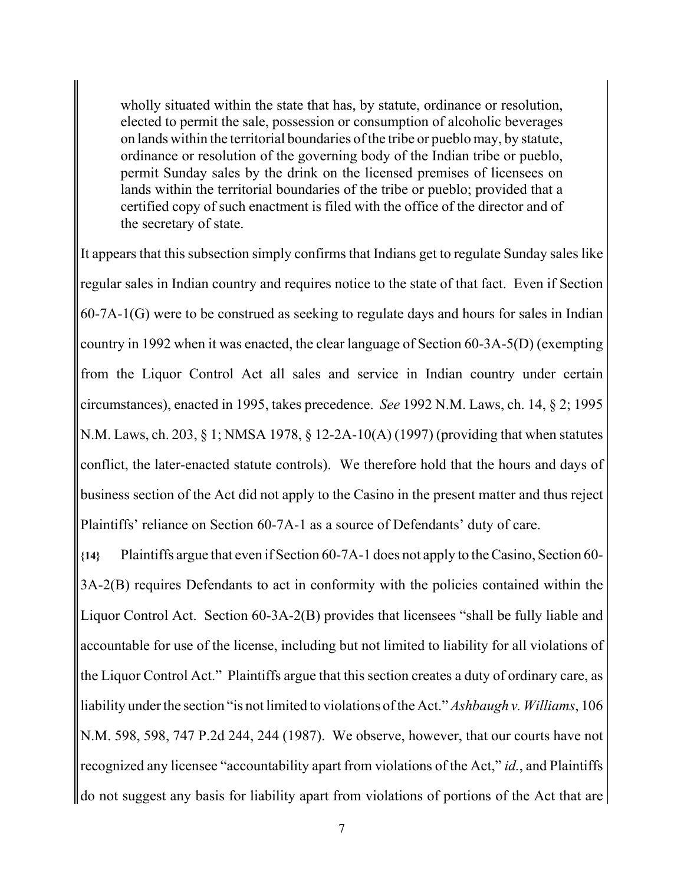> wholly situated within the state that has, by statute, ordinance or resolution, elected to permit the sale, possession or consumption of alcoholic beverages on lands within the territorial boundaries of the tribe or pueblo may, by statute, ordinance or resolution of the governing body of the Indian tribe or pueblo, permit Sunday sales by the drink on the licensed premises of licensees on lands within the territorial boundaries of the tribe or pueblo; provided that a certified copy of such enactment is filed with the office of the director and of the secretary of state.

It appears that this subsection simply confirms that Indians get to regulate Sunday sales like regular sales in Indian country and requires notice to the state of that fact. Even if Section 60-7A-1(G) were to be construed as seeking to regulate days and hours for sales in Indian country in 1992 when it was enacted, the clear language of Section 60-3A-5(D) (exempting from the Liquor Control Act all sales and service in Indian country under certain circumstances), enacted in 1995, takes precedence. *See* 1992 N.M. Laws, ch. 14, § 2; 1995 N.M. Laws, ch. 203, § 1; NMSA 1978, § 12-2A-10(A) (1997) (providing that when statutes conflict, the later-enacted statute controls). We therefore hold that the hours and days of business section of the Act did not apply to the Casino in the present matter and thus reject Plaintiffs' reliance on Section 60-7A-1 as a source of Defendants' duty of care.

**{14}** Plaintiffs argue that even if Section 60-7A-1 does not apply to the Casino, Section 60-3A-2(B) requires Defendants to act in conformity with the policies contained within the Liquor Control Act. Section 60-3A-2(B) provides that licensees "shall be fully liable and accountable for use of the license, including but not limited to liability for all violations of the Liquor Control Act." Plaintiffs argue that this section creates a duty of ordinary care, as liability under the section "is not limited to violations of the Act." *Ashbaugh v. Williams*, 106 N.M. 598, 598, 747 P.2d 244, 244 (1987). We observe, however, that our courts have not recognized any licensee "accountability apart from violations of the Act," *id.*, and Plaintiffs do not suggest any basis for liability apart from violations of portions of the Act that are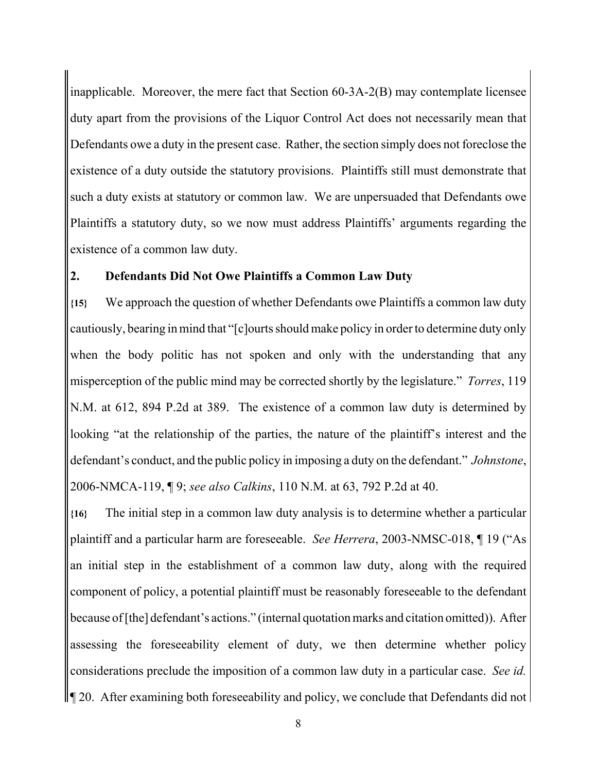inapplicable. Moreover, the mere fact that Section 60-3A-2(B) may contemplate licensee duty apart from the provisions of the Liquor Control Act does not necessarily mean that Defendants owe a duty in the present case. Rather, the section simply does not foreclose the existence of a duty outside the statutory provisions. Plaintiffs still must demonstrate that such a duty exists at statutory or common law. We are unpersuaded that Defendants owe Plaintiffs a statutory duty, so we now must address Plaintiffs' arguments regarding the existence of a common law duty.

## 2. Defendants Did Not Owe Plaintiffs a Common Law Duty

**{15}** We approach the question of whether Defendants owe Plaintiffs a common law duty cautiously, bearing in mind that "[c]ourts should make policy in order to determine duty only when the body politic has not spoken and only with the understanding that any misperception of the public mind may be corrected shortly by the legislature." *Torres*, 119 N.M. at 612, 894 P.2d at 389. The existence of a common law duty is determined by looking "at the relationship of the parties, the nature of the plaintiff's interest and the defendant's conduct, and the public policy in imposing a duty on the defendant." *Johnstone*, 2006-NMCA-119, ¶ 9; *see also Calkins*, 110 N.M. at 63, 792 P.2d at 40.

**{16}** The initial step in a common law duty analysis is to determine whether a particular plaintiff and a particular harm are foreseeable. *See Herrera*, 2003-NMSC-018, ¶ 19 ("As an initial step in the establishment of a common law duty, along with the required component of policy, a potential plaintiff must be reasonably foreseeable to the defendant because of [the] defendant's actions." (internal quotation marks and citation omitted)). After assessing the foreseeability element of duty, we then determine whether policy considerations preclude the imposition of a common law duty in a particular case. *See id.* ¶ 20. After examining both foreseeability and policy, we conclude that Defendants did not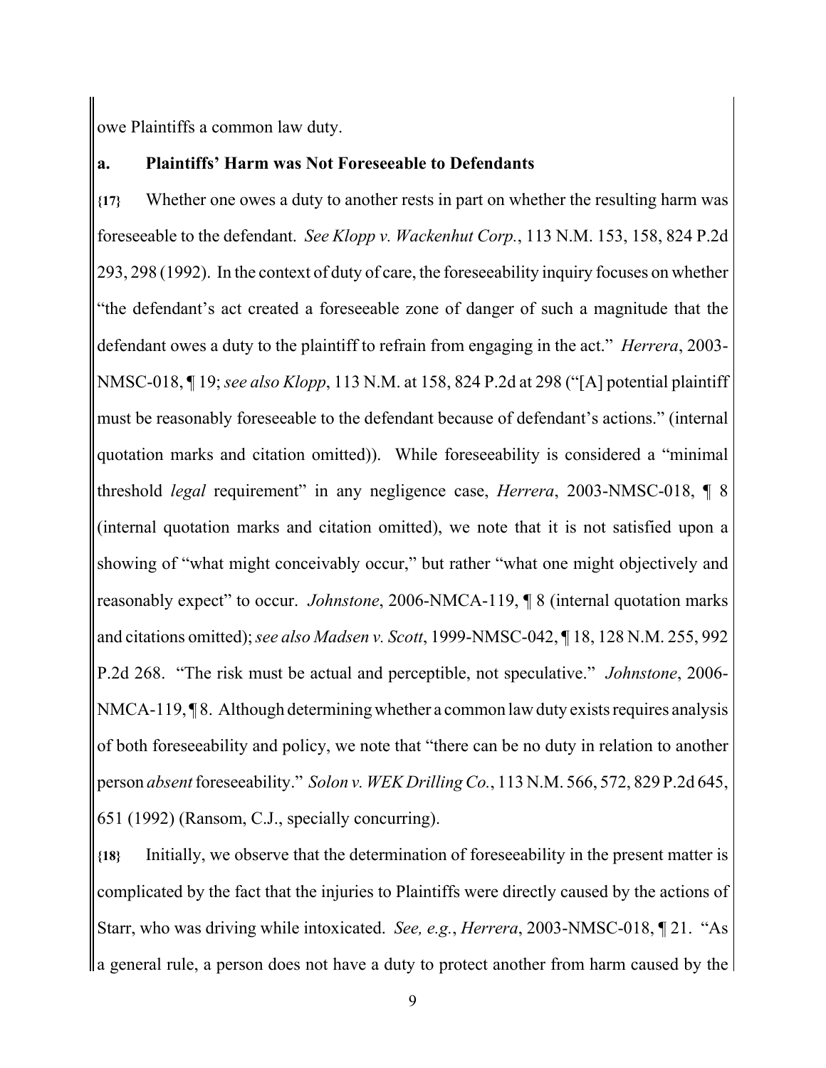owe Plaintiffs a common law duty.

**a. Plaintiffs' Harm was Not Foreseeable to Defendants**

**{17}** Whether one owes a duty to another rests in part on whether the resulting harm was foreseeable to the defendant. *See Klopp v. Wackenhut Corp.*, 113 N.M. 153, 158, 824 P.2d 293, 298 (1992). In the context of duty of care, the foreseeability inquiry focuses on whether "the defendant's act created a foreseeable zone of danger of such a magnitude that the defendant owes a duty to the plaintiff to refrain from engaging in the act." *Herrera*, 2003-NMSC-018, ¶ 19; *see also Klopp*, 113 N.M. at 158, 824 P.2d at 298 ("[A] potential plaintiff must be reasonably foreseeable to the defendant because of defendant's actions." (internal quotation marks and citation omitted)). While foreseeability is considered a "minimal threshold *legal* requirement" in any negligence case, *Herrera*, 2003-NMSC-018, ¶ 8 (internal quotation marks and citation omitted), we note that it is not satisfied upon a showing of "what might conceivably occur," but rather "what one might objectively and reasonably expect" to occur. *Johnstone*, 2006-NMCA-119, ¶ 8 (internal quotation marks and citations omitted); *see also Madsen v. Scott*, 1999-NMSC-042, ¶ 18, 128 N.M. 255, 992 P.2d 268. "The risk must be actual and perceptible, not speculative." *Johnstone*, 2006-NMCA-119, ¶ 8. Although determining whether a common law duty exists requires analysis of both foreseeability and policy, we note that "there can be no duty in relation to another person *absent* foreseeability." *Solon v. WEK Drilling Co.*, 113 N.M. 566, 572, 829 P.2d 645, 651 (1992) (Ransom, C.J., specially concurring).

**{18}** Initially, we observe that the determination of foreseeability in the present matter is complicated by the fact that the injuries to Plaintiffs were directly caused by the actions of Starr, who was driving while intoxicated. *See, e.g.*, *Herrera*, 2003-NMSC-018, ¶ 21. "As a general rule, a person does not have a duty to protect another from harm caused by the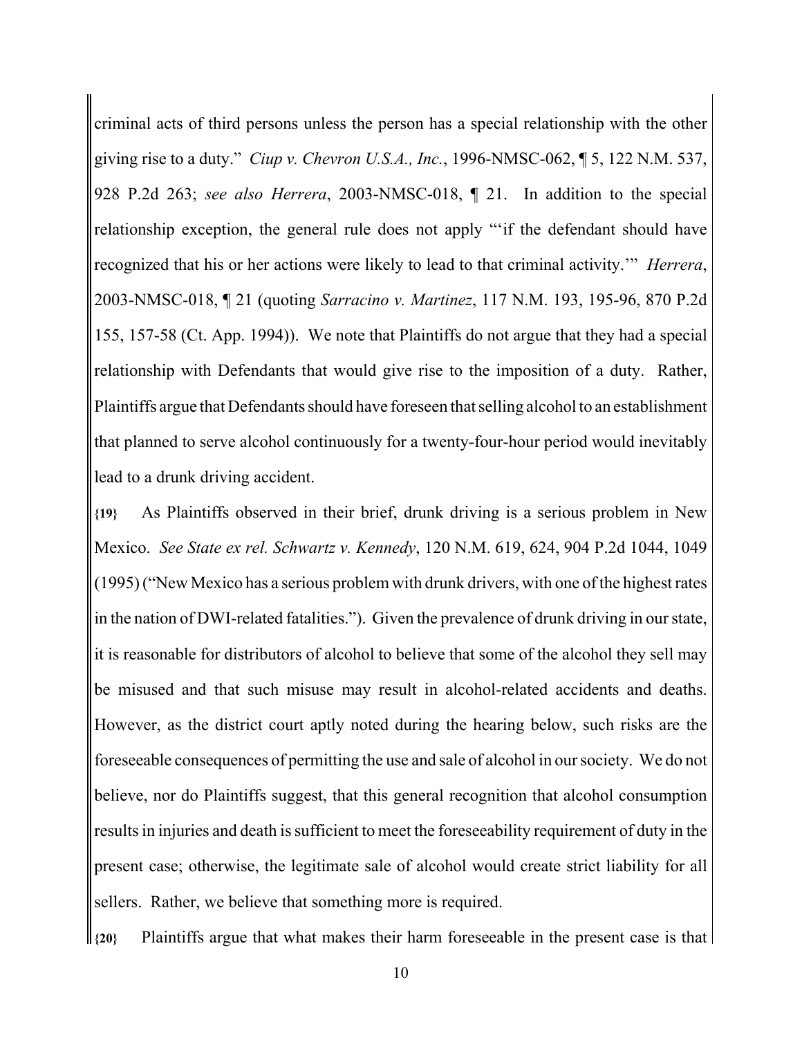criminal acts of third persons unless the person has a special relationship with the other giving rise to a duty." *Ciup v. Chevron U.S.A., Inc.*, 1996-NMSC-062, ¶ 5, 122 N.M. 537, 928 P.2d 263; *see also Herrera*, 2003-NMSC-018, ¶ 21. In addition to the special relationship exception, the general rule does not apply "'if the defendant should have recognized that his or her actions were likely to lead to that criminal activity.'" *Herrera*, 2003-NMSC-018, ¶ 21 (quoting *Sarracino v. Martinez*, 117 N.M. 193, 195-96, 870 P.2d 155, 157-58 (Ct. App. 1994)). We note that Plaintiffs do not argue that they had a special relationship with Defendants that would give rise to the imposition of a duty. Rather, Plaintiffs argue that Defendants should have foreseen that selling alcohol to an establishment that planned to serve alcohol continuously for a twenty-four-hour period would inevitably lead to a drunk driving accident.

**{19}** As Plaintiffs observed in their brief, drunk driving is a serious problem in New Mexico. *See State ex rel. Schwartz v. Kennedy*, 120 N.M. 619, 624, 904 P.2d 1044, 1049 (1995) ("New Mexico has a serious problem with drunk drivers, with one of the highest rates in the nation of DWI-related fatalities."). Given the prevalence of drunk driving in our state, it is reasonable for distributors of alcohol to believe that some of the alcohol they sell may be misused and that such misuse may result in alcohol-related accidents and deaths. However, as the district court aptly noted during the hearing below, such risks are the foreseeable consequences of permitting the use and sale of alcohol in our society. We do not believe, nor do Plaintiffs suggest, that this general recognition that alcohol consumption results in injuries and death is sufficient to meet the foreseeability requirement of duty in the present case; otherwise, the legitimate sale of alcohol would create strict liability for all sellers. Rather, we believe that something more is required.

**{20}** Plaintiffs argue that what makes their harm foreseeable in the present case is that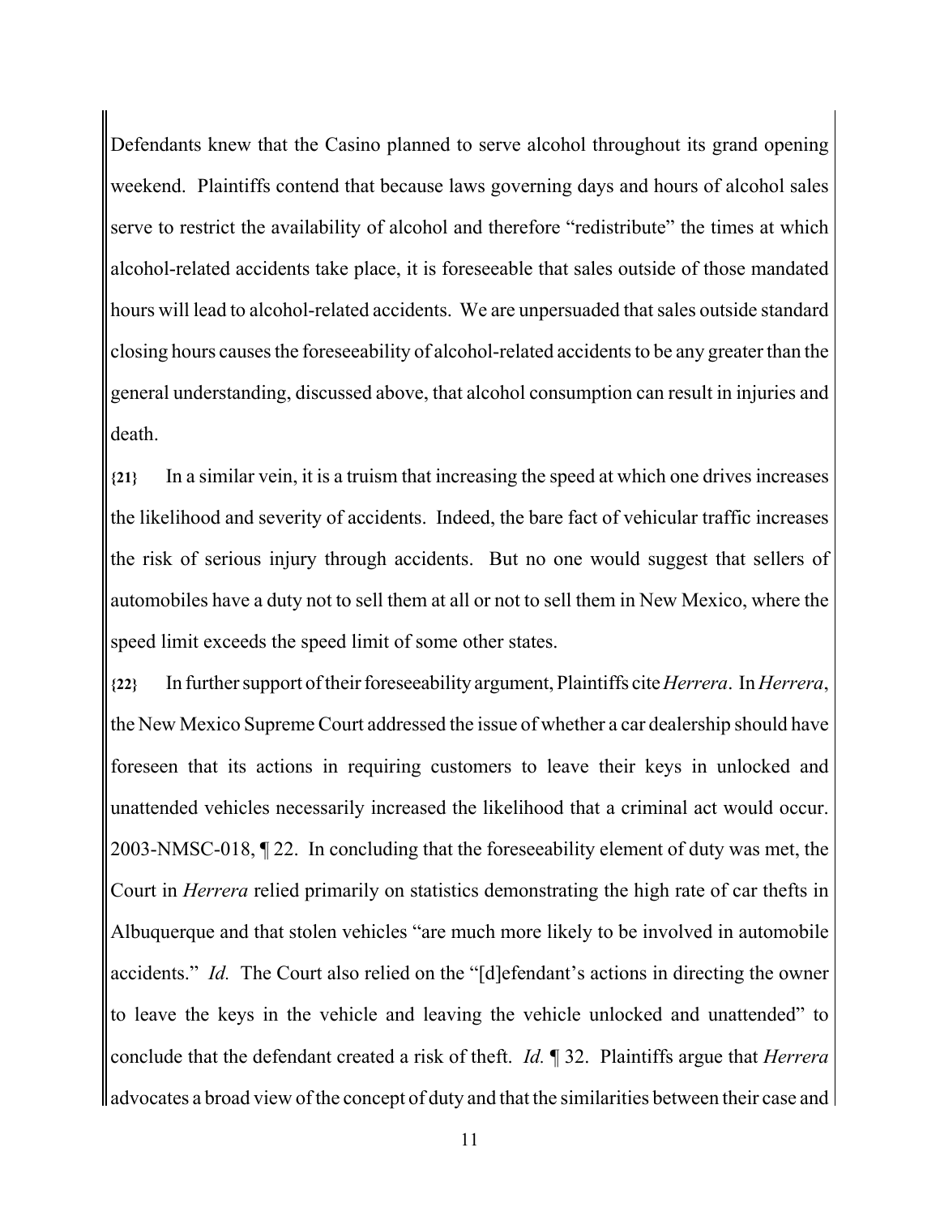Defendants knew that the Casino planned to serve alcohol throughout its grand opening weekend. Plaintiffs contend that because laws governing days and hours of alcohol sales serve to restrict the availability of alcohol and therefore "redistribute" the times at which alcohol-related accidents take place, it is foreseeable that sales outside of those mandated hours will lead to alcohol-related accidents. We are unpersuaded that sales outside standard closing hours causes the foreseeability of alcohol-related accidents to be any greater than the general understanding, discussed above, that alcohol consumption can result in injuries and death.

**{21}** In a similar vein, it is a truism that increasing the speed at which one drives increases the likelihood and severity of accidents. Indeed, the bare fact of vehicular traffic increases the risk of serious injury through accidents. But no one would suggest that sellers of automobiles have a duty not to sell them at all or not to sell them in New Mexico, where the speed limit exceeds the speed limit of some other states.

**{22}** In further support of their foreseeability argument, Plaintiffs cite *Herrera*. In *Herrera*, the New Mexico Supreme Court addressed the issue of whether a car dealership should have foreseen that its actions in requiring customers to leave their keys in unlocked and unattended vehicles necessarily increased the likelihood that a criminal act would occur. 2003-NMSC-018, ¶ 22. In concluding that the foreseeability element of duty was met, the Court in *Herrera* relied primarily on statistics demonstrating the high rate of car thefts in Albuquerque and that stolen vehicles "are much more likely to be involved in automobile accidents." *Id.* The Court also relied on the "[d]efendant's actions in directing the owner to leave the keys in the vehicle and leaving the vehicle unlocked and unattended" to conclude that the defendant created a risk of theft. *Id.* ¶ 32. Plaintiffs argue that *Herrera* advocates a broad view of the concept of duty and that the similarities between their case and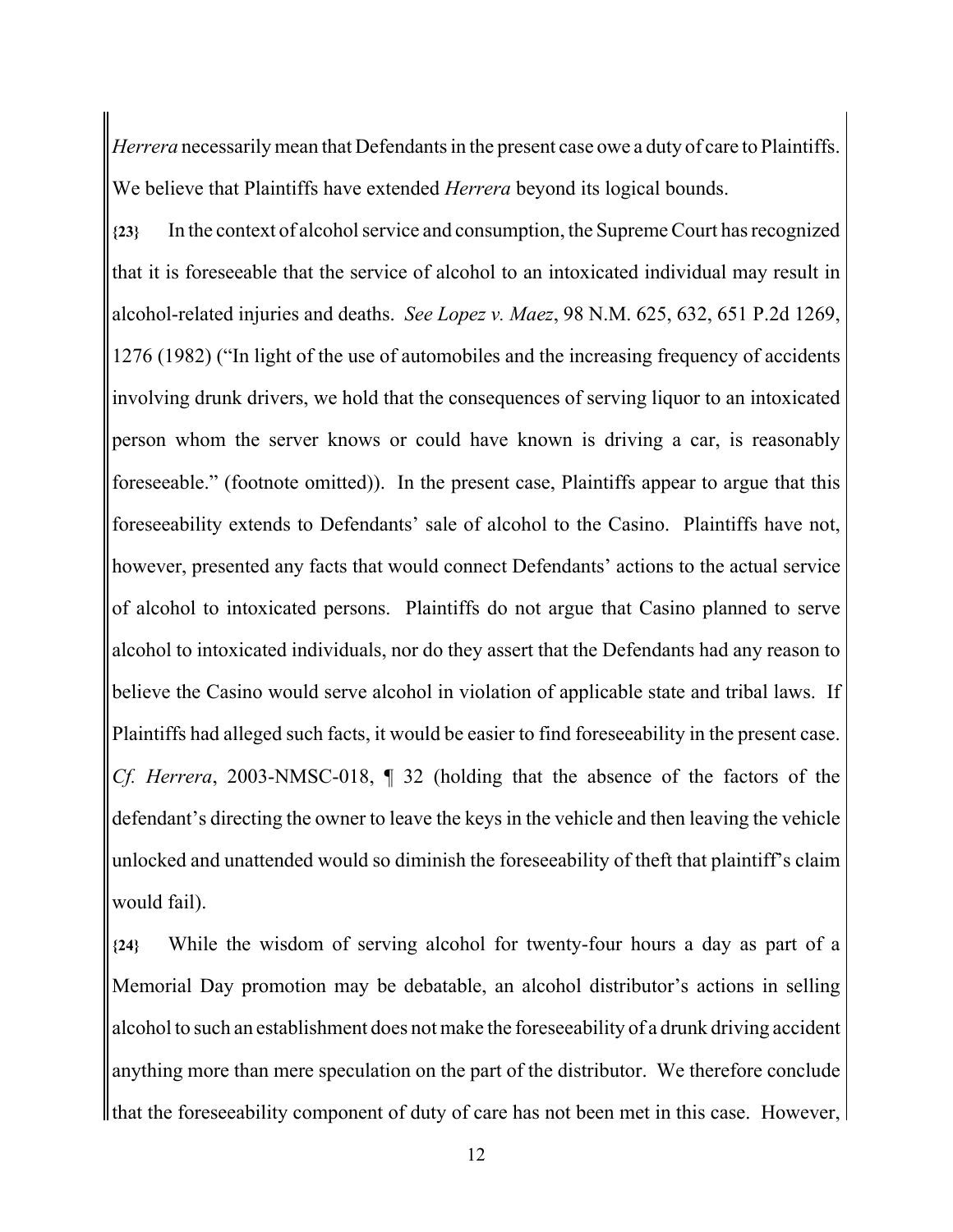*Herrera* necessarily mean that Defendants in the present case owe a duty of care to Plaintiffs. We believe that Plaintiffs have extended *Herrera* beyond its logical bounds.

**{23}** In the context of alcohol service and consumption, the Supreme Court has recognized that it is foreseeable that the service of alcohol to an intoxicated individual may result in alcohol-related injuries and deaths. *See Lopez v. Maez*, 98 N.M. 625, 632, 651 P.2d 1269, 1276 (1982) ("In light of the use of automobiles and the increasing frequency of accidents involving drunk drivers, we hold that the consequences of serving liquor to an intoxicated person whom the server knows or could have known is driving a car, is reasonably foreseeable." (footnote omitted)). In the present case, Plaintiffs appear to argue that this foreseeability extends to Defendants' sale of alcohol to the Casino. Plaintiffs have not, however, presented any facts that would connect Defendants' actions to the actual service of alcohol to intoxicated persons. Plaintiffs do not argue that Casino planned to serve alcohol to intoxicated individuals, nor do they assert that the Defendants had any reason to believe the Casino would serve alcohol in violation of applicable state and tribal laws. If Plaintiffs had alleged such facts, it would be easier to find foreseeability in the present case. *Cf. Herrera*, 2003-NMSC-018, ¶ 32 (holding that the absence of the factors of the defendant's directing the owner to leave the keys in the vehicle and then leaving the vehicle unlocked and unattended would so diminish the foreseeability of theft that plaintiff's claim would fail).

**{24}** While the wisdom of serving alcohol for twenty-four hours a day as part of a Memorial Day promotion may be debatable, an alcohol distributor's actions in selling alcohol to such an establishment does not make the foreseeability of a drunk driving accident anything more than mere speculation on the part of the distributor. We therefore conclude that the foreseeability component of duty of care has not been met in this case. However,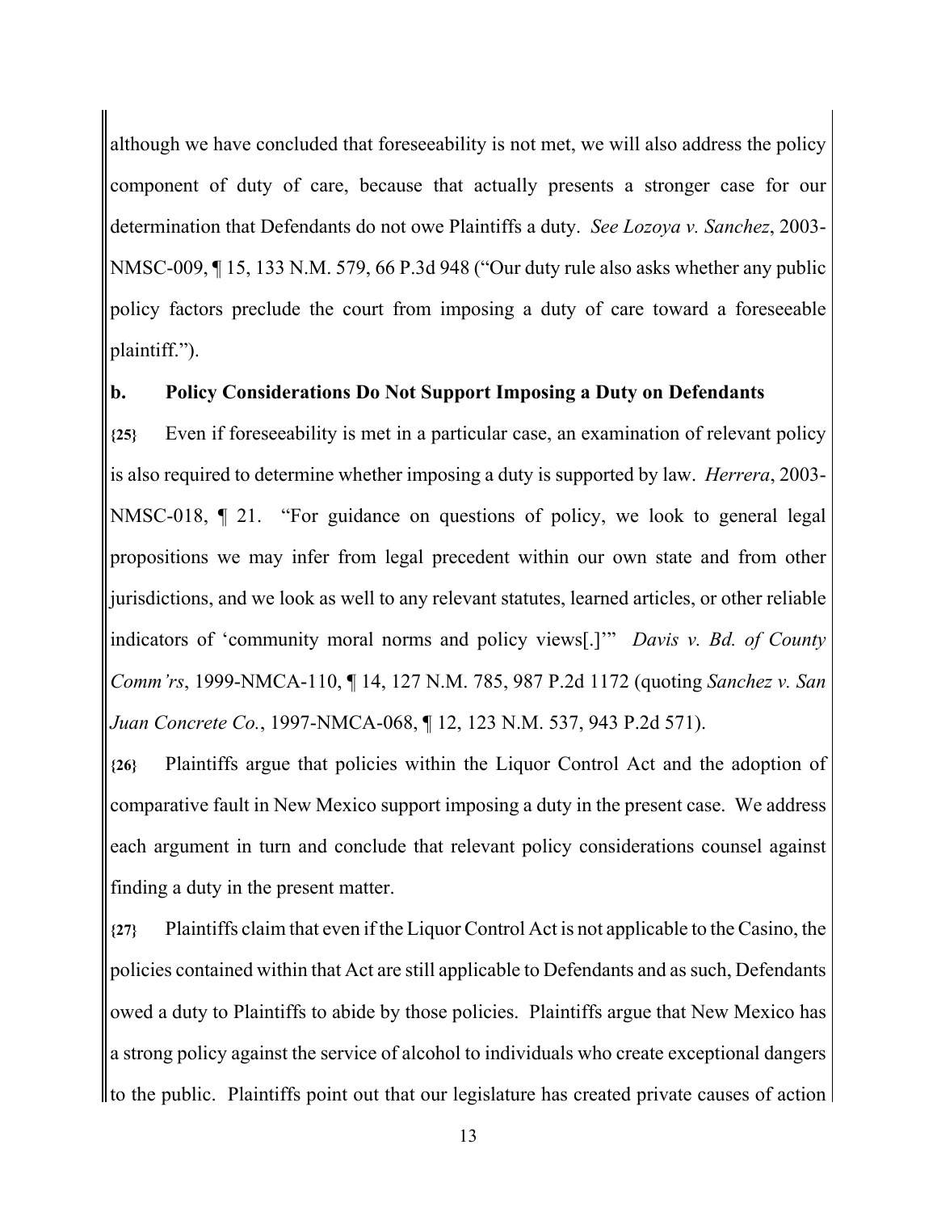although we have concluded that foreseeability is not met, we will also address the policy component of duty of care, because that actually presents a stronger case for our determination that Defendants do not owe Plaintiffs a duty. *See Lozoya v. Sanchez*, 2003-NMSC-009, ¶ 15, 133 N.M. 579, 66 P.3d 948 ("Our duty rule also asks whether any public policy factors preclude the court from imposing a duty of care toward a foreseeable plaintiff.").

**b. Policy Considerations Do Not Support Imposing a Duty on Defendants**

**{25}** Even if foreseeability is met in a particular case, an examination of relevant policy is also required to determine whether imposing a duty is supported by law. *Herrera*, 2003-NMSC-018, ¶ 21. "For guidance on questions of policy, we look to general legal propositions we may infer from legal precedent within our own state and from other jurisdictions, and we look as well to any relevant statutes, learned articles, or other reliable indicators of 'community moral norms and policy views[.]'" *Davis v. Bd. of County Comm'rs*, 1999-NMCA-110, ¶ 14, 127 N.M. 785, 987 P.2d 1172 (quoting *Sanchez v. San Juan Concrete Co.*, 1997-NMCA-068, ¶ 12, 123 N.M. 537, 943 P.2d 571).

**{26}** Plaintiffs argue that policies within the Liquor Control Act and the adoption of comparative fault in New Mexico support imposing a duty in the present case. We address each argument in turn and conclude that relevant policy considerations counsel against finding a duty in the present matter.

**{27}** Plaintiffs claim that even if the Liquor Control Act is not applicable to the Casino, the policies contained within that Act are still applicable to Defendants and as such, Defendants owed a duty to Plaintiffs to abide by those policies. Plaintiffs argue that New Mexico has a strong policy against the service of alcohol to individuals who create exceptional dangers to the public. Plaintiffs point out that our legislature has created private causes of action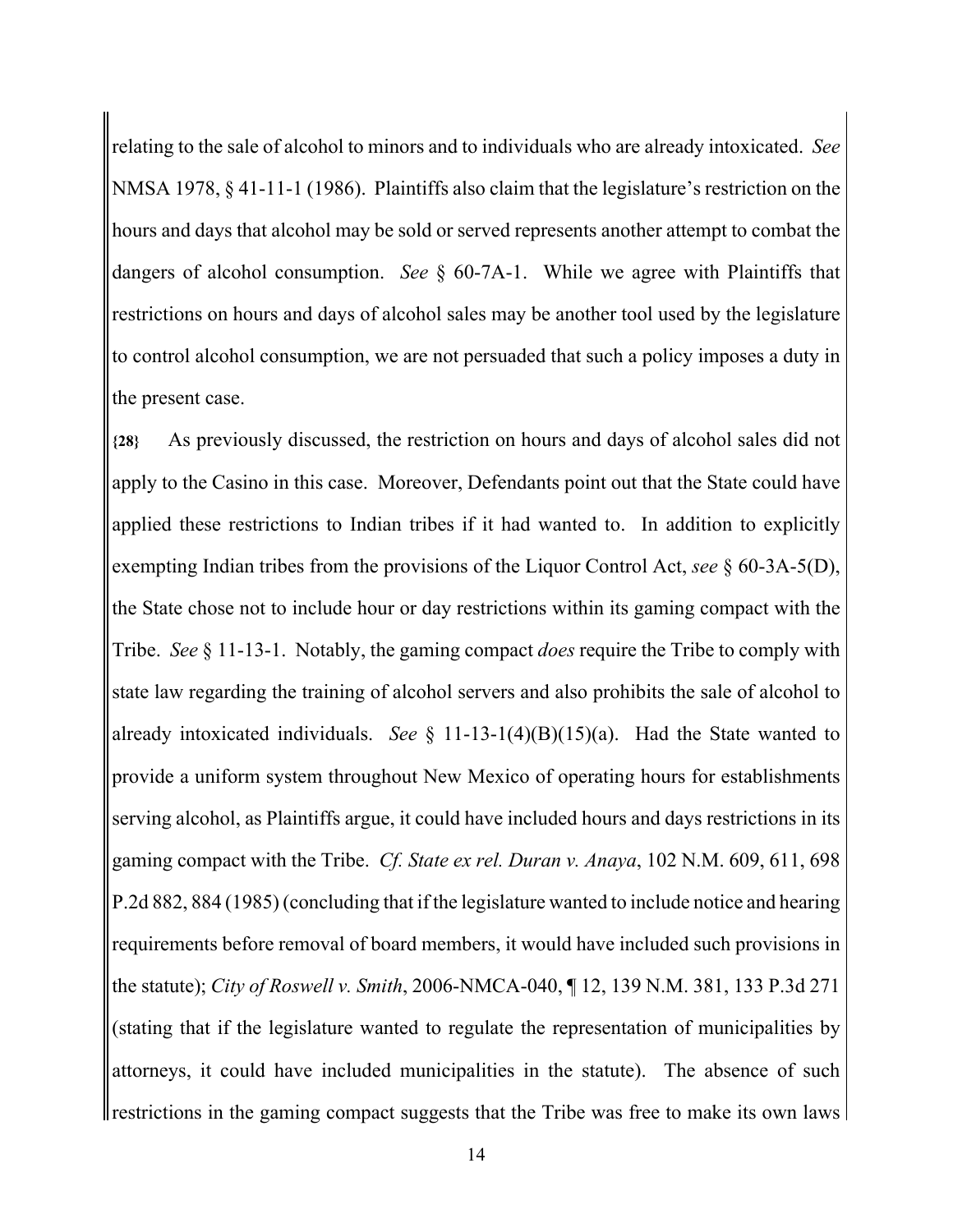relating to the sale of alcohol to minors and to individuals who are already intoxicated. *See* NMSA 1978, § 41-11-1 (1986). Plaintiffs also claim that the legislature's restriction on the hours and days that alcohol may be sold or served represents another attempt to combat the dangers of alcohol consumption. *See* § 60-7A-1. While we agree with Plaintiffs that restrictions on hours and days of alcohol sales may be another tool used by the legislature to control alcohol consumption, we are not persuaded that such a policy imposes a duty in the present case.

**{28}** As previously discussed, the restriction on hours and days of alcohol sales did not apply to the Casino in this case. Moreover, Defendants point out that the State could have applied these restrictions to Indian tribes if it had wanted to. In addition to explicitly exempting Indian tribes from the provisions of the Liquor Control Act, *see* § 60-3A-5(D), the State chose not to include hour or day restrictions within its gaming compact with the Tribe. *See* § 11-13-1. Notably, the gaming compact *does* require the Tribe to comply with state law regarding the training of alcohol servers and also prohibits the sale of alcohol to already intoxicated individuals. *See* § 11-13-1(4)(B)(15)(a). Had the State wanted to provide a uniform system throughout New Mexico of operating hours for establishments serving alcohol, as Plaintiffs argue, it could have included hours and days restrictions in its gaming compact with the Tribe. *Cf. State ex rel. Duran v. Anaya*, 102 N.M. 609, 611, 698 P.2d 882, 884 (1985) (concluding that if the legislature wanted to include notice and hearing requirements before removal of board members, it would have included such provisions in the statute); *City of Roswell v. Smith*, 2006-NMCA-040, ¶ 12, 139 N.M. 381, 133 P.3d 271 (stating that if the legislature wanted to regulate the representation of municipalities by attorneys, it could have included municipalities in the statute). The absence of such restrictions in the gaming compact suggests that the Tribe was free to make its own laws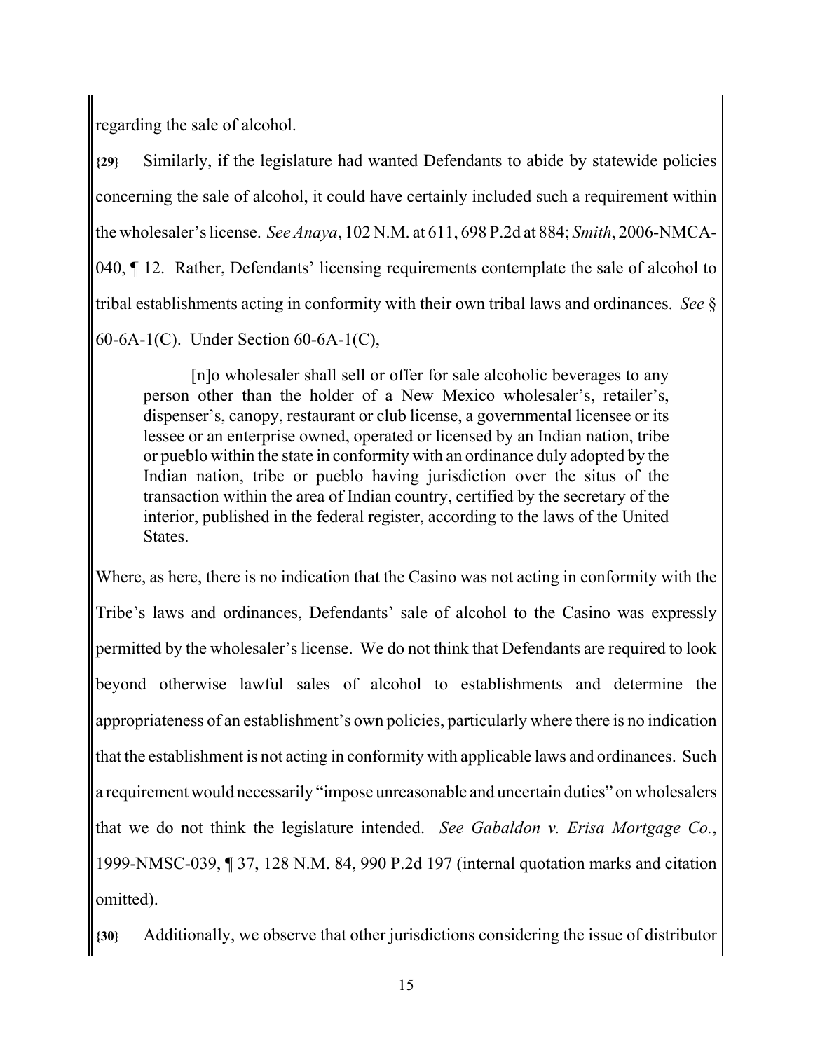regarding the sale of alcohol.

{29} Similarly, if the legislature had wanted Defendants to abide by statewide policies concerning the sale of alcohol, it could have certainly included such a requirement within the wholesaler's license. *See Anaya*, 102 N.M. at 611, 698 P.2d at 884; *Smith*, 2006-NMCA-040, ¶ 12. Rather, Defendants' licensing requirements contemplate the sale of alcohol to tribal establishments acting in conformity with their own tribal laws and ordinances. *See* § 60-6A-1(C). Under Section 60-6A-1(C),

> [n]o wholesaler shall sell or offer for sale alcoholic beverages to any person other than the holder of a New Mexico wholesaler's, retailer's, dispenser's, canopy, restaurant or club license, a governmental licensee or its lessee or an enterprise owned, operated or licensed by an Indian nation, tribe or pueblo within the state in conformity with an ordinance duly adopted by the Indian nation, tribe or pueblo having jurisdiction over the situs of the transaction within the area of Indian country, certified by the secretary of the interior, published in the federal register, according to the laws of the United States.

Where, as here, there is no indication that the Casino was not acting in conformity with the Tribe's laws and ordinances, Defendants' sale of alcohol to the Casino was expressly permitted by the wholesaler's license. We do not think that Defendants are required to look beyond otherwise lawful sales of alcohol to establishments and determine the appropriateness of an establishment's own policies, particularly where there is no indication that the establishment is not acting in conformity with applicable laws and ordinances. Such a requirement would necessarily "impose unreasonable and uncertain duties" on wholesalers that we do not think the legislature intended. *See Gabaldon v. Erisa Mortgage Co.*, 1999-NMSC-039, ¶ 37, 128 N.M. 84, 990 P.2d 197 (internal quotation marks and citation omitted).

{30} Additionally, we observe that other jurisdictions considering the issue of distributor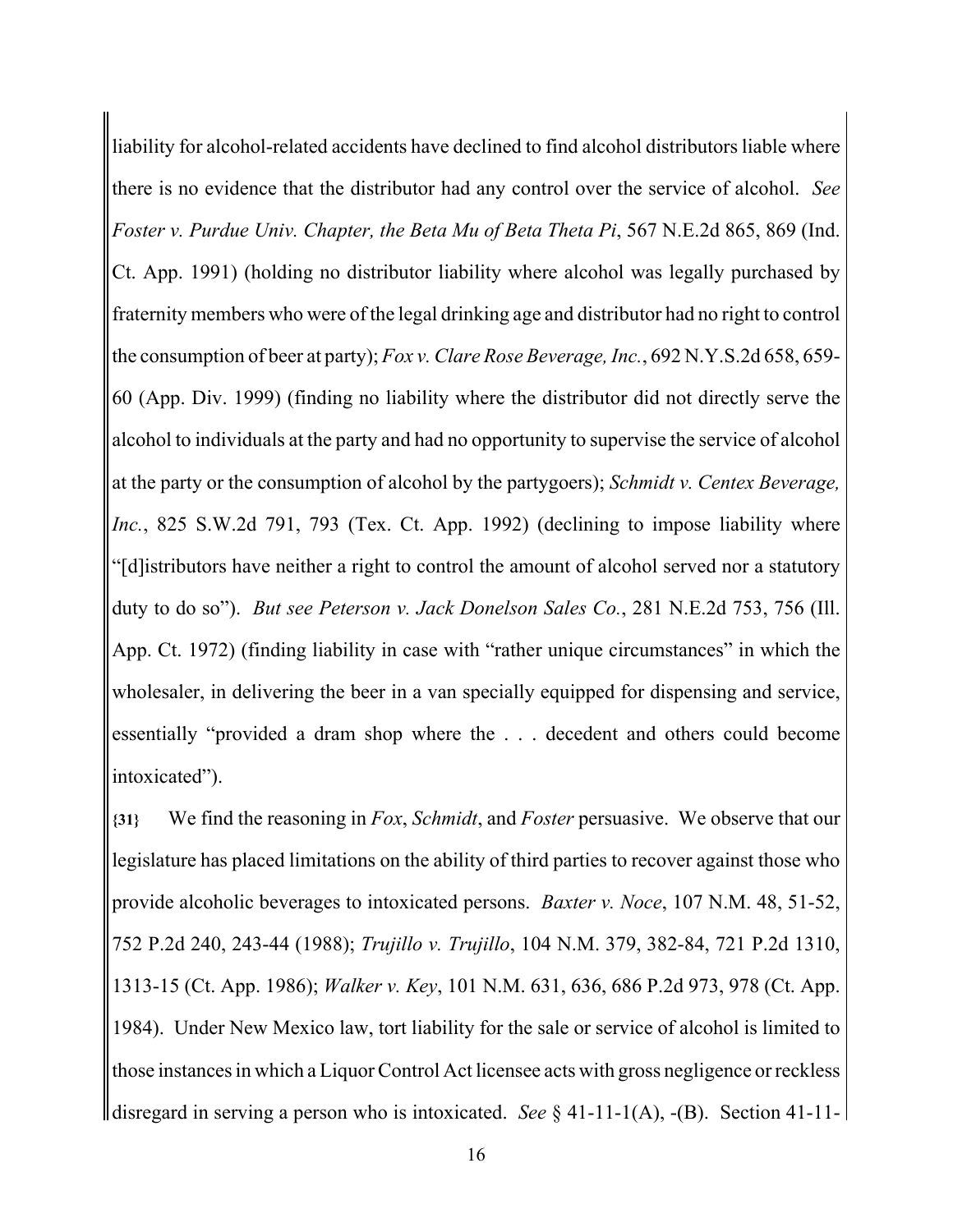liability for alcohol-related accidents have declined to find alcohol distributors liable where there is no evidence that the distributor had any control over the service of alcohol. *See Foster v. Purdue Univ. Chapter, the Beta Mu of Beta Theta Pi*, 567 N.E.2d 865, 869 (Ind. Ct. App. 1991) (holding no distributor liability where alcohol was legally purchased by fraternity members who were of the legal drinking age and distributor had no right to control the consumption of beer at party); *Fox v. Clare Rose Beverage, Inc.*, 692 N.Y.S.2d 658, 659-60 (App. Div. 1999) (finding no liability where the distributor did not directly serve the alcohol to individuals at the party and had no opportunity to supervise the service of alcohol at the party or the consumption of alcohol by the partygoers); *Schmidt v. Centex Beverage, Inc.*, 825 S.W.2d 791, 793 (Tex. Ct. App. 1992) (declining to impose liability where "[d]istributors have neither a right to control the amount of alcohol served nor a statutory duty to do so"). *But see Peterson v. Jack Donelson Sales Co.*, 281 N.E.2d 753, 756 (Ill. App. Ct. 1972) (finding liability in case with "rather unique circumstances" in which the wholesaler, in delivering the beer in a van specially equipped for dispensing and service, essentially "provided a dram shop where the . . . decedent and others could become intoxicated").

**{31}** We find the reasoning in *Fox*, *Schmidt*, and *Foster* persuasive. We observe that our legislature has placed limitations on the ability of third parties to recover against those who provide alcoholic beverages to intoxicated persons. *Baxter v. Noce*, 107 N.M. 48, 51-52, 752 P.2d 240, 243-44 (1988); *Trujillo v. Trujillo*, 104 N.M. 379, 382-84, 721 P.2d 1310, 1313-15 (Ct. App. 1986); *Walker v. Key*, 101 N.M. 631, 636, 686 P.2d 973, 978 (Ct. App. 1984). Under New Mexico law, tort liability for the sale or service of alcohol is limited to those instances in which a Liquor Control Act licensee acts with gross negligence or reckless disregard in serving a person who is intoxicated. *See* § 41-11-1(A), -(B). Section 41-11-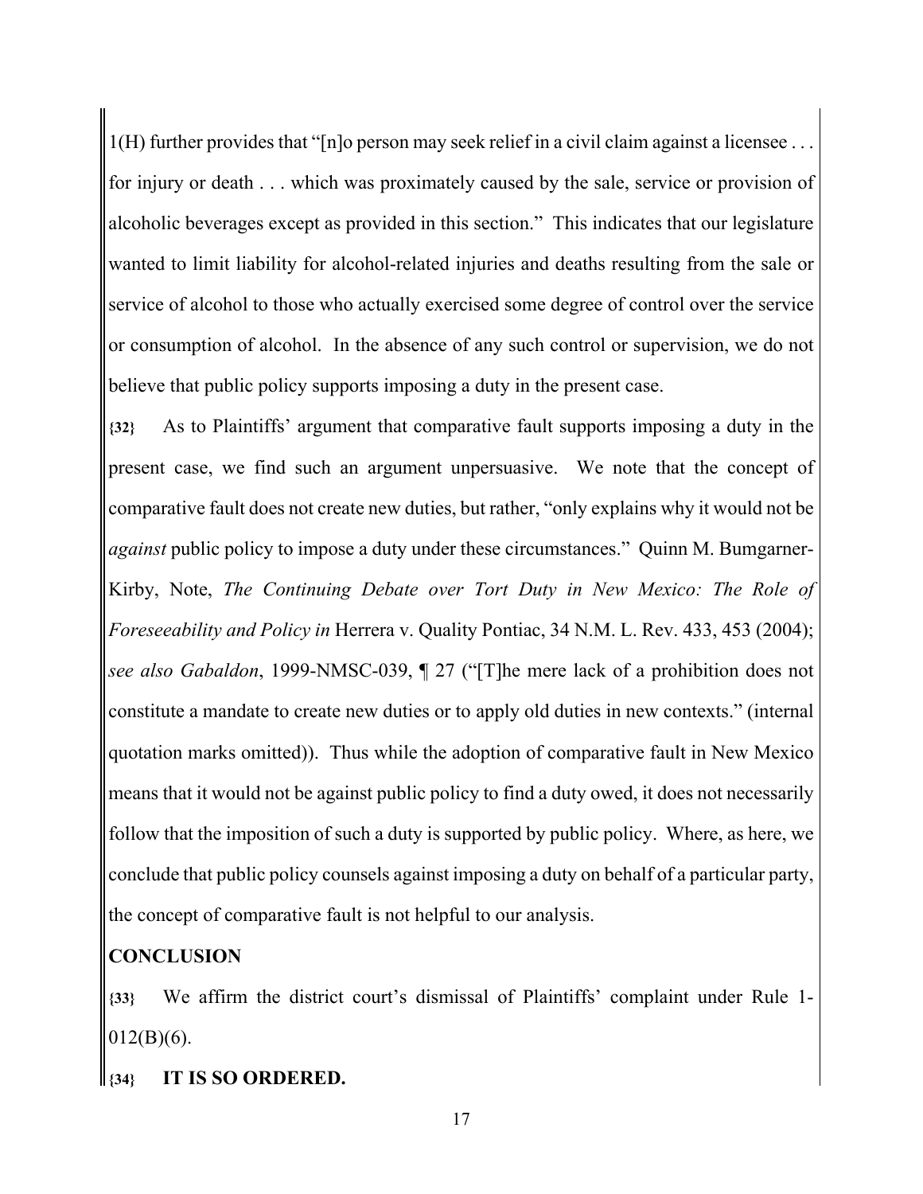1(H) further provides that "[n]o person may seek relief in a civil claim against a licensee . . . for injury or death . . . which was proximately caused by the sale, service or provision of alcoholic beverages except as provided in this section." This indicates that our legislature wanted to limit liability for alcohol-related injuries and deaths resulting from the sale or service of alcohol to those who actually exercised some degree of control over the service or consumption of alcohol. In the absence of any such control or supervision, we do not believe that public policy supports imposing a duty in the present case.

**{32}** As to Plaintiffs' argument that comparative fault supports imposing a duty in the present case, we find such an argument unpersuasive. We note that the concept of comparative fault does not create new duties, but rather, "only explains why it would not be *against* public policy to impose a duty under these circumstances." Quinn M. Bumgarner-Kirby, Note, *The Continuing Debate over Tort Duty in New Mexico: The Role of Foreseeability and Policy in* Herrera v. Quality Pontiac, 34 N.M. L. Rev. 433, 453 (2004); *see also Gabaldon*, 1999-NMSC-039, ¶ 27 ("[T]he mere lack of a prohibition does not constitute a mandate to create new duties or to apply old duties in new contexts." (internal quotation marks omitted)). Thus while the adoption of comparative fault in New Mexico means that it would not be against public policy to find a duty owed, it does not necessarily follow that the imposition of such a duty is supported by public policy. Where, as here, we conclude that public policy counsels against imposing a duty on behalf of a particular party, the concept of comparative fault is not helpful to our analysis.

## CONCLUSION

**{33}** We affirm the district court's dismissal of Plaintiffs' complaint under Rule 1-012(B)(6).

**{34}** **IT IS SO ORDERED.**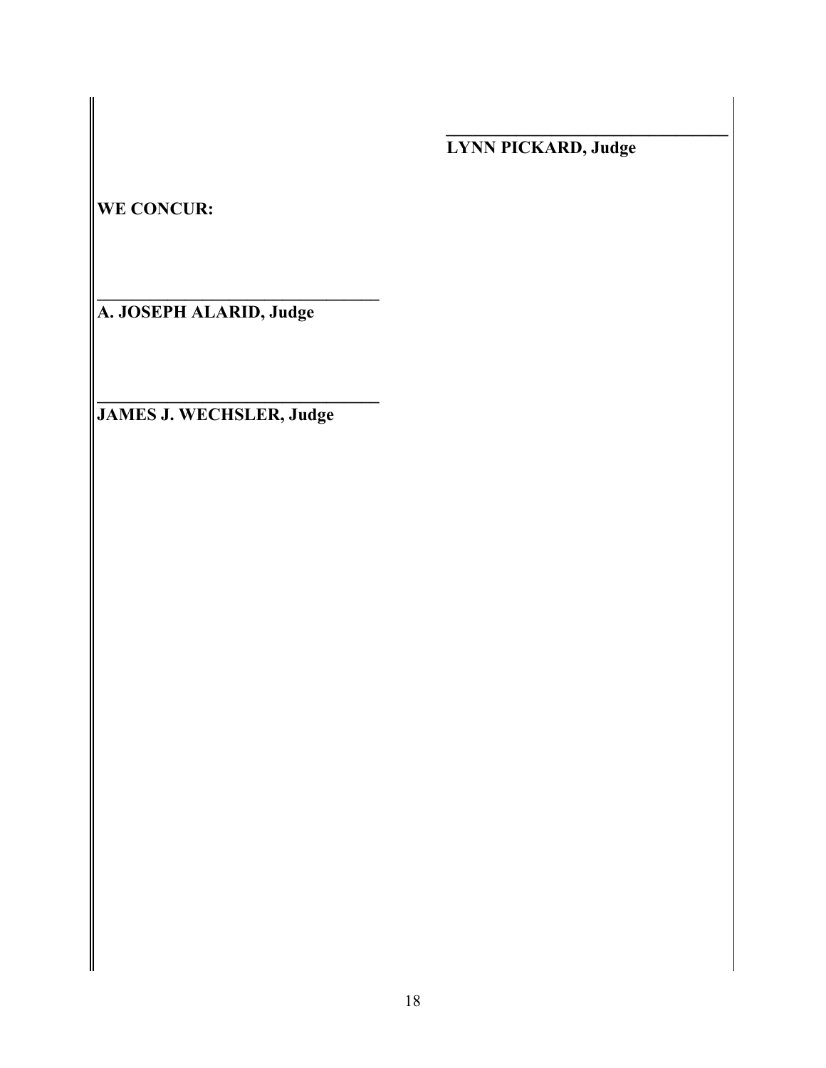______________________________
**LYNN PICKARD, Judge**

**WE CONCUR:**

______________________________
**A. JOSEPH ALARID, Judge**

______________________________
**JAMES J. WECHSLER, Judge**